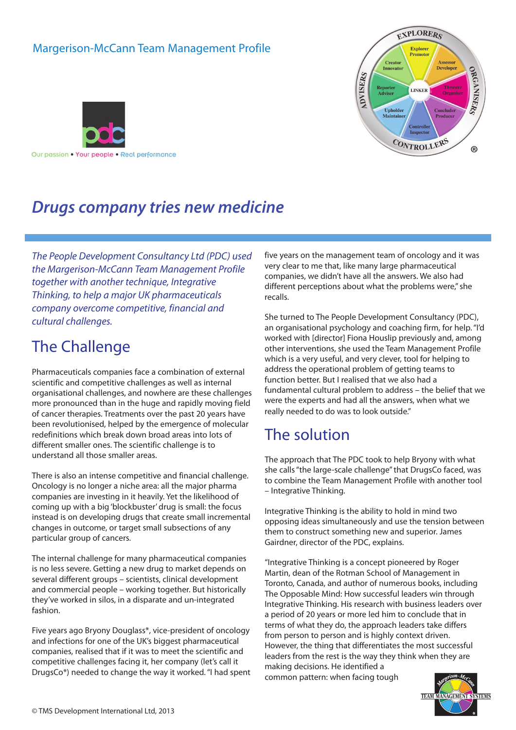Margerison-McCann Team Management Profile

Our passion • Your people • Real performance

# Drugs company tries new medicine

*The People Development Consultancy Ltd (PDC) used the Margerison-McCann Team Management Profile together with another technique, Integrative Thinking, to help a major UK pharmaceuticals company overcome competitive, financial and cultural challenges.*

## The Challenge

Pharmaceuticals companies face a combination of external scientific and competitive challenges as well as internal organisational challenges, and nowhere are these challenges more pronounced than in the huge and rapidly moving field of cancer therapies. Treatments over the past 20 years have been revolutionised, helped by the emergence of molecular redefinitions which break down broad areas into lots of different smaller ones. The scientific challenge is to understand all those smaller areas.

There is also an intense competitive and financial challenge. Oncology is no longer a niche area: all the major pharma companies are investing in it heavily. Yet the likelihood of coming up with a big 'blockbuster' drug is small: the focus instead is on developing drugs that create small incremental changes in outcome, or target small subsections of any particular group of cancers.

The internal challenge for many pharmaceutical companies is no less severe. Getting a new drug to market depends on several different groups – scientists, clinical development and commercial people – working together. But historically they've worked in silos, in a disparate and un-integrated fashion.

Five years ago Bryony Douglass*, vice-president of oncology and infections for one of the UK's biggest pharmaceutical companies, realised that if it was to meet the scientific and competitive challenges facing it, her company (let's call it DrugsCo*) needed to change the way it worked. "I had spent five years on the management team of oncology and it was very clear to me that, like many large pharmaceutical companies, we didn't have all the answers. We also had different perceptions about what the problems were," she recalls.

She turned to The People Development Consultancy (PDC), an organisational psychology and coaching firm, for help. "I'd worked with [director] Fiona Houslip previously and, among other interventions, she used the Team Management Profile which is a very useful, and very clever, tool for helping to address the operational problem of getting teams to function better. But I realised that we also had a fundamental cultural problem to address – the belief that we were the experts and had all the answers, when what we really needed to do was to look outside."

## The solution

The approach that The PDC took to help Bryony with what she calls "the large-scale challenge" that DrugsCo faced, was to combine the Team Management Profile with another tool – Integrative Thinking.

Integrative Thinking is the ability to hold in mind two opposing ideas simultaneously and use the tension between them to construct something new and superior. James Gairdner, director of the PDC, explains.

"Integrative Thinking is a concept pioneered by Roger Martin, dean of the Rotman School of Management in Toronto, Canada, and author of numerous books, including The Opposable Mind: How successful leaders win through Integrative Thinking. His research with business leaders over a period of 20 years or more led him to conclude that in terms of what they do, the approach leaders take differs from person to person and is highly context driven. However, the thing that differentiates the most successful leaders from the rest is the way they think when they are making decisions. He identified a common pattern: when facing tough

© TMS Development International Ltd, 2013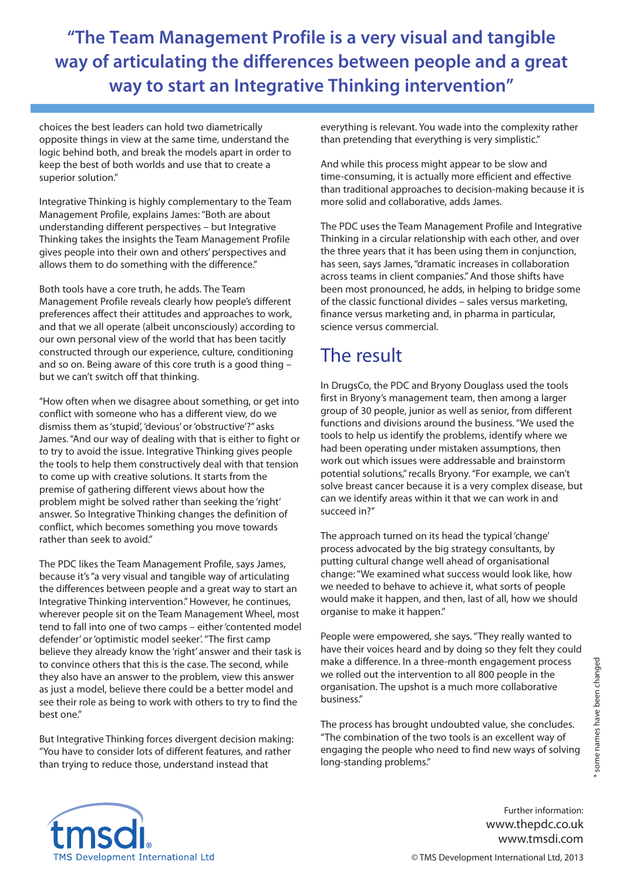# "The Team Management Profile is a very visual and tangible way of articulating the differences between people and a great way to start an Integrative Thinking intervention"

choices the best leaders can hold two diametrically opposite things in view at the same time, understand the logic behind both, and break the models apart in order to keep the best of both worlds and use that to create a superior solution."

Integrative Thinking is highly complementary to the Team Management Profile, explains James: "Both are about understanding different perspectives – but Integrative Thinking takes the insights the Team Management Profile gives people into their own and others' perspectives and allows them to do something with the difference."

Both tools have a core truth, he adds. The Team Management Profile reveals clearly how people's different preferences affect their attitudes and approaches to work, and that we all operate (albeit unconsciously) according to our own personal view of the world that has been tacitly constructed through our experience, culture, conditioning and so on. Being aware of this core truth is a good thing – but we can't switch off that thinking.

"How often when we disagree about something, or get into conflict with someone who has a different view, do we dismiss them as 'stupid', 'devious' or 'obstructive'?" asks James. "And our way of dealing with that is either to fight or to try to avoid the issue. Integrative Thinking gives people the tools to help them constructively deal with that tension to come up with creative solutions. It starts from the premise of gathering different views about how the problem might be solved rather than seeking the 'right' answer. So Integrative Thinking changes the definition of conflict, which becomes something you move towards rather than seek to avoid."

The PDC likes the Team Management Profile, says James, because it's "a very visual and tangible way of articulating the differences between people and a great way to start an Integrative Thinking intervention." However, he continues, wherever people sit on the Team Management Wheel, most tend to fall into one of two camps – either 'contented model defender' or 'optimistic model seeker'. "The first camp believe they already know the 'right' answer and their task is to convince others that this is the case. The second, while they also have an answer to the problem, view this answer as just a model, believe there could be a better model and see their role as being to work with others to try to find the best one."

But Integrative Thinking forces divergent decision making: "You have to consider lots of different features, and rather than trying to reduce those, understand instead that everything is relevant. You wade into the complexity rather than pretending that everything is very simplistic."

And while this process might appear to be slow and time-consuming, it is actually more efficient and effective than traditional approaches to decision-making because it is more solid and collaborative, adds James.

The PDC uses the Team Management Profile and Integrative Thinking in a circular relationship with each other, and over the three years that it has been using them in conjunction, has seen, says James, "dramatic increases in collaboration across teams in client companies." And those shifts have been most pronounced, he adds, in helping to bridge some of the classic functional divides – sales versus marketing, finance versus marketing and, in pharma in particular, science versus commercial.

## The result

In DrugsCo, the PDC and Bryony Douglass used the tools first in Bryony's management team, then among a larger group of 30 people, junior as well as senior, from different functions and divisions around the business. "We used the tools to help us identify the problems, identify where we had been operating under mistaken assumptions, then work out which issues were addressable and brainstorm potential solutions," recalls Bryony. "For example, we can't solve breast cancer because it is a very complex disease, but can we identify areas within it that we can work in and succeed in?"

The approach turned on its head the typical 'change' process advocated by the big strategy consultants, by putting cultural change well ahead of organisational change: "We examined what success would look like, how we needed to behave to achieve it, what sorts of people would make it happen, and then, last of all, how we should organise to make it happen."

People were empowered, she says. "They really wanted to have their voices heard and by doing so they felt they could make a difference. In a three-month engagement process we rolled out the intervention to all 800 people in the organisation. The upshot is a much more collaborative business."

The process has brought undoubted value, she concludes. "The combination of the two tools is an excellent way of engaging the people who need to find new ways of solving long-standing problems."

* some names have been changed

tmsdi® TMS Development International Ltd

Further information:
www.thepdc.co.uk
www.tmsdi.com

© TMS Development International Ltd, 2013